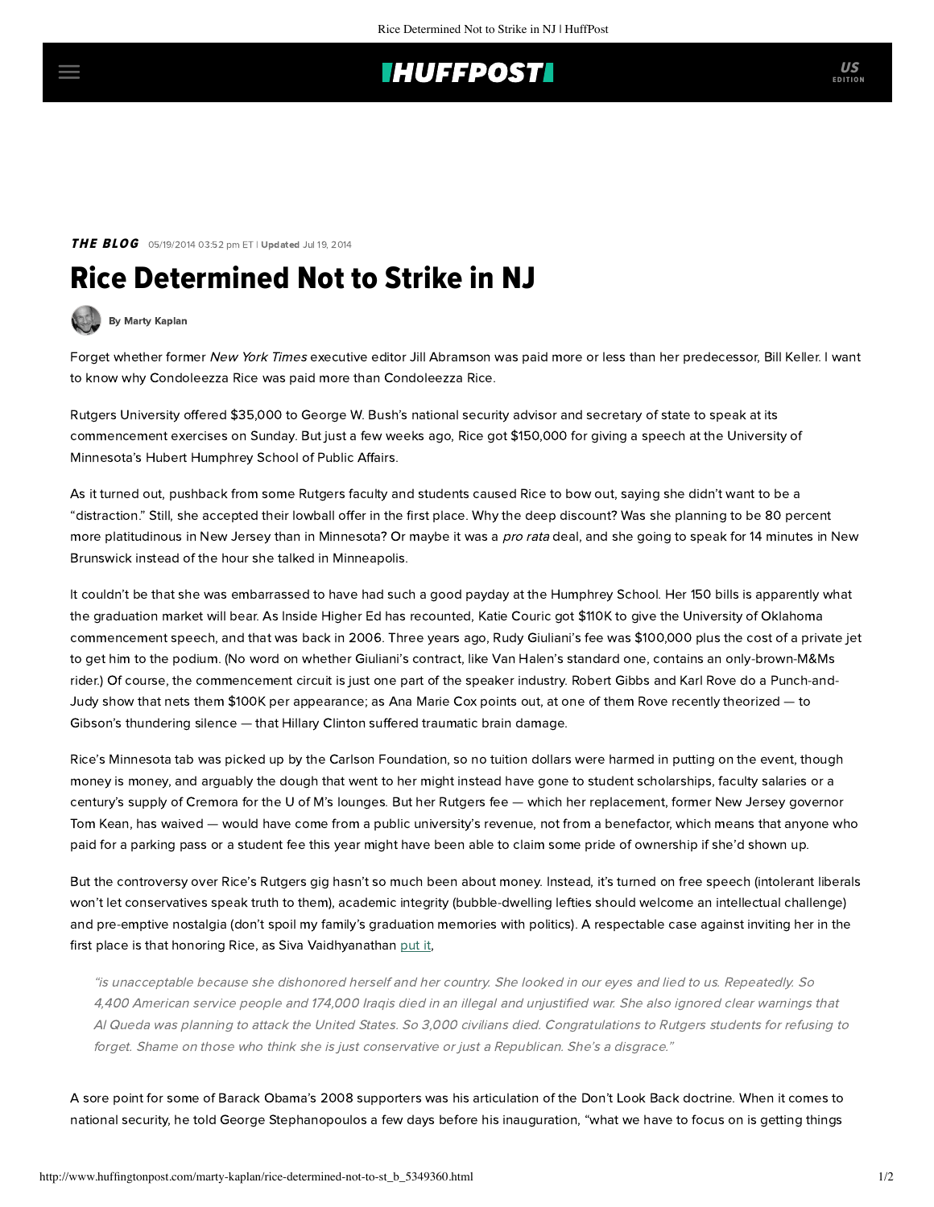**THE BLOG** 05/19/2014 03:52 pm ET | **Updated** Jul 19, 2014

# Rice Determined Not to Strike in NJ

By Marty Kaplan

Forget whether former *New York Times* executive editor Jill Abramson was paid more or less than her predecessor, Bill Keller. I want to know why Condoleezza Rice was paid more than Condoleezza Rice.

Rutgers University offered $35,000 to George W. Bush's national security advisor and secretary of state to speak at its commencement exercises on Sunday. But just a few weeks ago, Rice got $150,000 for giving a speech at the University of Minnesota's Hubert Humphrey School of Public Affairs.

As it turned out, pushback from some Rutgers faculty and students caused Rice to bow out, saying she didn't want to be a "distraction." Still, she accepted their lowball offer in the first place. Why the deep discount? Was she planning to be 80 percent more platitudinous in New Jersey than in Minnesota? Or maybe it was a *pro rata* deal, and she going to speak for 14 minutes in New Brunswick instead of the hour she talked in Minneapolis.

It couldn't be that she was embarrassed to have had such a good payday at the Humphrey School. Her 150 bills is apparently what the graduation market will bear. As Inside Higher Ed has recounted, Katie Couric got $110K to give the University of Oklahoma commencement speech, and that was back in 2006. Three years ago, Rudy Giuliani's fee was $100,000 plus the cost of a private jet to get him to the podium. (No word on whether Giuliani's contract, like Van Halen's standard one, contains an only-brown-M&Ms rider.) Of course, the commencement circuit is just one part of the speaker industry. Robert Gibbs and Karl Rove do a Punch-and-Judy show that nets them $100K per appearance; as Ana Marie Cox points out, at one of them Rove recently theorized — to Gibson's thundering silence — that Hillary Clinton suffered traumatic brain damage.

Rice's Minnesota tab was picked up by the Carlson Foundation, so no tuition dollars were harmed in putting on the event, though money is money, and arguably the dough that went to her might instead have gone to student scholarships, faculty salaries or a century's supply of Cremora for the U of M's lounges. But her Rutgers fee — which her replacement, former New Jersey governor Tom Kean, has waived — would have come from a public university's revenue, not from a benefactor, which means that anyone who paid for a parking pass or a student fee this year might have been able to claim some pride of ownership if she'd shown up.

But the controversy over Rice's Rutgers gig hasn't so much been about money. Instead, it's turned on free speech (intolerant liberals won't let conservatives speak truth to them), academic integrity (bubble-dwelling lefties should welcome an intellectual challenge) and pre-emptive nostalgia (don't spoil my family's graduation memories with politics). A respectable case against inviting her in the first place is that honoring Rice, as Siva Vaidhyanathan put it,

> *"is unacceptable because she dishonored herself and her country. She looked in our eyes and lied to us. Repeatedly. So 4,400 American service people and 174,000 Iraqis died in an illegal and unjustified war. She also ignored clear warnings that Al Queda was planning to attack the United States. So 3,000 civilians died. Congratulations to Rutgers students for refusing to forget. Shame on those who think she is just conservative or just a Republican. She's a disgrace."*

A sore point for some of Barack Obama's 2008 supporters was his articulation of the Don't Look Back doctrine. When it comes to national security, he told George Stephanopoulos a few days before his inauguration, "what we have to focus on is getting things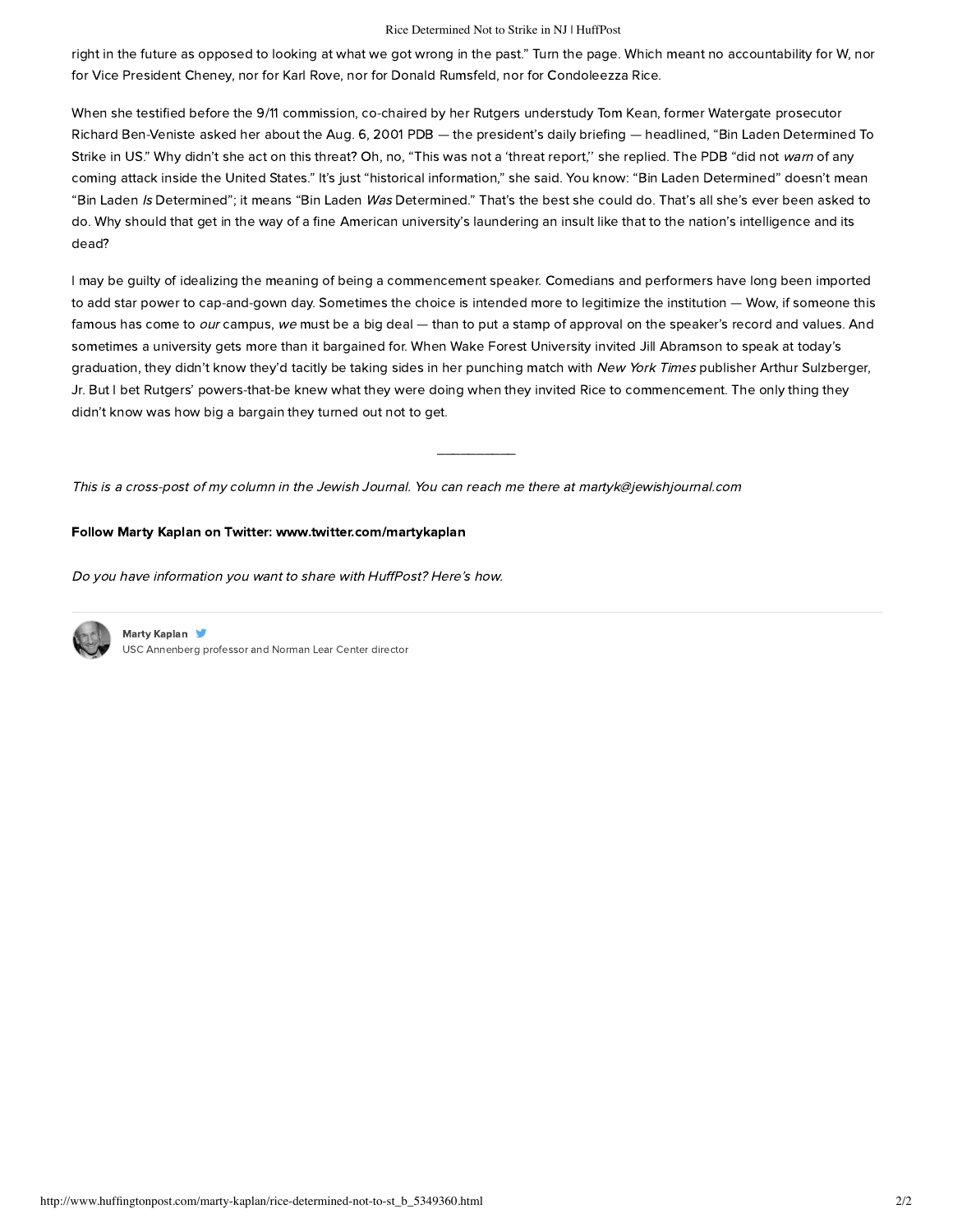right in the future as opposed to looking at what we got wrong in the past." Turn the page. Which meant no accountability for W, nor for Vice President Cheney, nor for Karl Rove, nor for Donald Rumsfeld, nor for Condoleezza Rice.

When she testified before the 9/11 commission, co-chaired by her Rutgers understudy Tom Kean, former Watergate prosecutor Richard Ben-Veniste asked her about the Aug. 6, 2001 PDB — the president's daily briefing — headlined, "Bin Laden Determined To Strike in US." Why didn't she act on this threat? Oh, no, "This was not a 'threat report,'' she replied. The PDB "did not *warn* of any coming attack inside the United States." It's just "historical information," she said. You know: "Bin Laden Determined" doesn't mean "Bin Laden *Is* Determined"; it means "Bin Laden *Was* Determined." That's the best she could do. That's all she's ever been asked to do. Why should that get in the way of a fine American university's laundering an insult like that to the nation's intelligence and its dead?

I may be guilty of idealizing the meaning of being a commencement speaker. Comedians and performers have long been imported to add star power to cap-and-gown day. Sometimes the choice is intended more to legitimize the institution — Wow, if someone this famous has come to *our* campus, *we* must be a big deal — than to put a stamp of approval on the speaker's record and values. And sometimes a university gets more than it bargained for. When Wake Forest University invited Jill Abramson to speak at today's graduation, they didn't know they'd tacitly be taking sides in her punching match with *New York Times* publisher Arthur Sulzberger, Jr. But I bet Rutgers' powers-that-be knew what they were doing when they invited Rice to commencement. The only thing they didn't know was how big a bargain they turned out not to get.

---

*This is a cross-post of my column in the Jewish Journal. You can reach me there at martyk@jewishjournal.com*

**Follow Marty Kaplan on Twitter: www.twitter.com/martykaplan**

*Do you have information you want to share with HuffPost? Here's how.*

---

**Marty Kaplan**
USC Annenberg professor and Norman Lear Center director